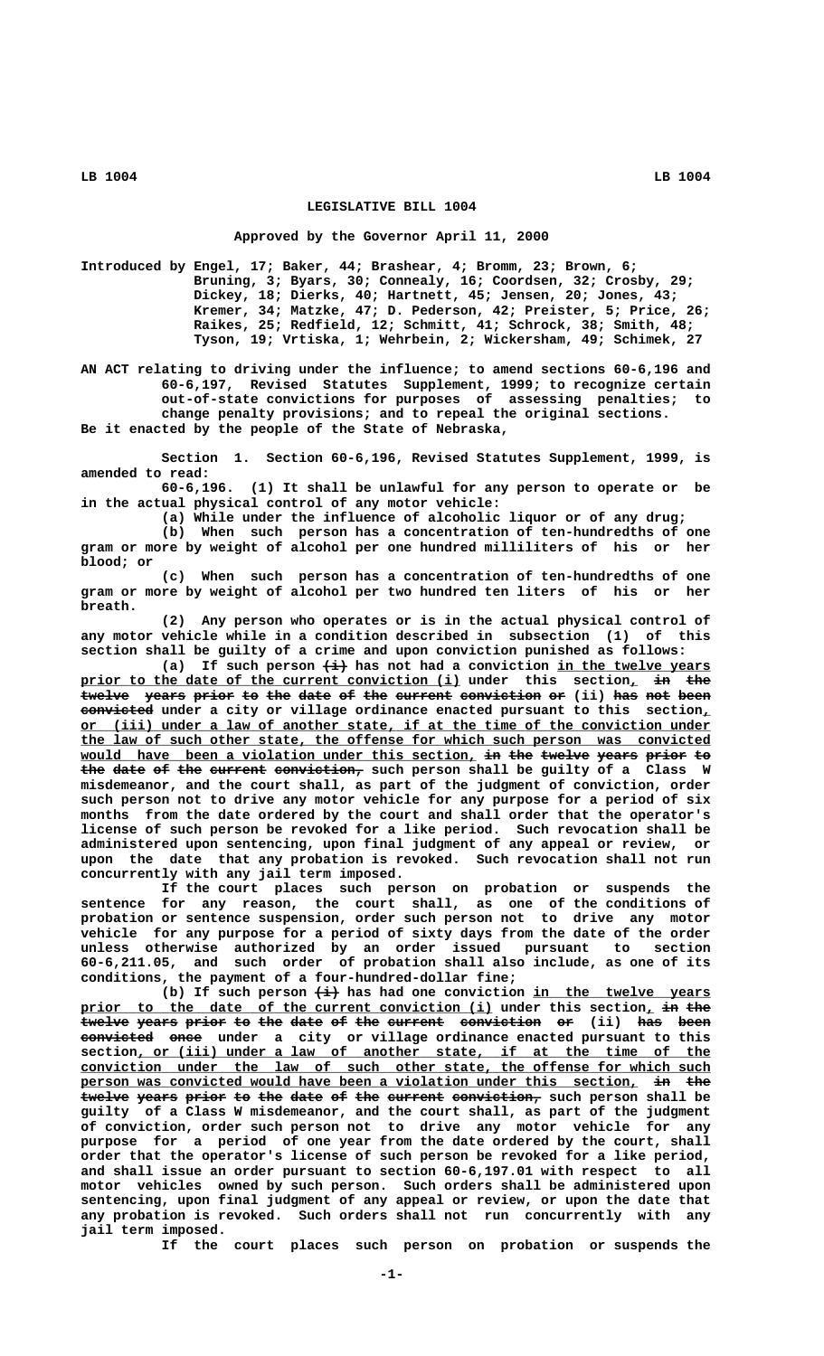# LEGISLATIVE BILL 1004

**Approved by the Governor April 11, 2000**

Introduced by Engel, 17; Baker, 44; Brashear, 4; Bromm, 23; Brown, 6; Bruning, 3; Byars, 30; Connealy, 16; Coordsen, 32; Crosby, 29; Dickey, 18; Dierks, 40; Hartnett, 45; Jensen, 20; Jones, 43; Kremer, 34; Matzke, 47; D. Pederson, 42; Preister, 5; Price, 26; Raikes, 25; Redfield, 12; Schmitt, 41; Schrock, 38; Smith, 48; Tyson, 19; Vrtiska, 1; Wehrbein, 2; Wickersham, 49; Schimek, 27

AN ACT relating to driving under the influence; to amend sections 60-6,196 and 60-6,197, Revised Statutes Supplement, 1999; to recognize certain out-of-state convictions for purposes of assessing penalties; to change penalty provisions; and to repeal the original sections.

Be it enacted by the people of the State of Nebraska,

Section 1. Section 60-6,196, Revised Statutes Supplement, 1999, is amended to read:

60-6,196. (1) It shall be unlawful for any person to operate or be in the actual physical control of any motor vehicle:

(a) While under the influence of alcoholic liquor or of any drug;

(b) When such person has a concentration of ten-hundredths of one gram or more by weight of alcohol per one hundred milliliters of his or her blood; or

(c) When such person has a concentration of ten-hundredths of one gram or more by weight of alcohol per two hundred ten liters of his or her breath.

(2) Any person who operates or is in the actual physical control of any motor vehicle while in a condition described in subsection (1) of this section shall be guilty of a crime and upon conviction punished as follows:

(a) If such person ~~(i)~~ has not had a conviction in the twelve years prior to the date of the current conviction (i) under this section, ~~in the twelve years prior to the date of the current conviction or~~ (ii) ~~has not been convicted~~ under a city or village ordinance enacted pursuant to this section, or (iii) under a law of another state, if at the time of the conviction under the law of such other state, the offense for which such person was convicted would have been a violation under this section, ~~in the twelve years prior to the date of the current conviction,~~ such person shall be guilty of a Class W misdemeanor, and the court shall, as part of the judgment of conviction, order such person not to drive any motor vehicle for any purpose for a period of six months from the date ordered by the court and shall order that the operator's license of such person be revoked for a like period. Such revocation shall be administered upon sentencing, upon final judgment of any appeal or review, or upon the date that any probation is revoked. Such revocation shall not run concurrently with any jail term imposed.

If the court places such person on probation or suspends the sentence for any reason, the court shall, as one of the conditions of probation or sentence suspension, order such person not to drive any motor vehicle for any purpose for a period of sixty days from the date of the order unless otherwise authorized by an order issued pursuant to section 60-6,211.05, and such order of probation shall also include, as one of its conditions, the payment of a four-hundred-dollar fine;

(b) If such person ~~(i)~~ has had one conviction in the twelve years prior to the date of the current conviction (i) under this section, ~~in the twelve years prior to the date of the current conviction or~~ (ii) ~~has been convicted once~~ under a city or village ordinance enacted pursuant to this section, or (iii) under a law of another state, if at the time of the conviction under the law of such other state, the offense for which such person was convicted would have been a violation under this section, ~~in the twelve years prior to the date of the current conviction,~~ such person shall be guilty of a Class W misdemeanor, and the court shall, as part of the judgment of conviction, order such person not to drive any motor vehicle for any purpose for a period of one year from the date ordered by the court, shall order that the operator's license of such person be revoked for a like period, and shall issue an order pursuant to section 60-6,197.01 with respect to all motor vehicles owned by such person. Such orders shall be administered upon sentencing, upon final judgment of any appeal or review, or upon the date that any probation is revoked. Such orders shall not run concurrently with any jail term imposed.

If the court places such person on probation or suspends the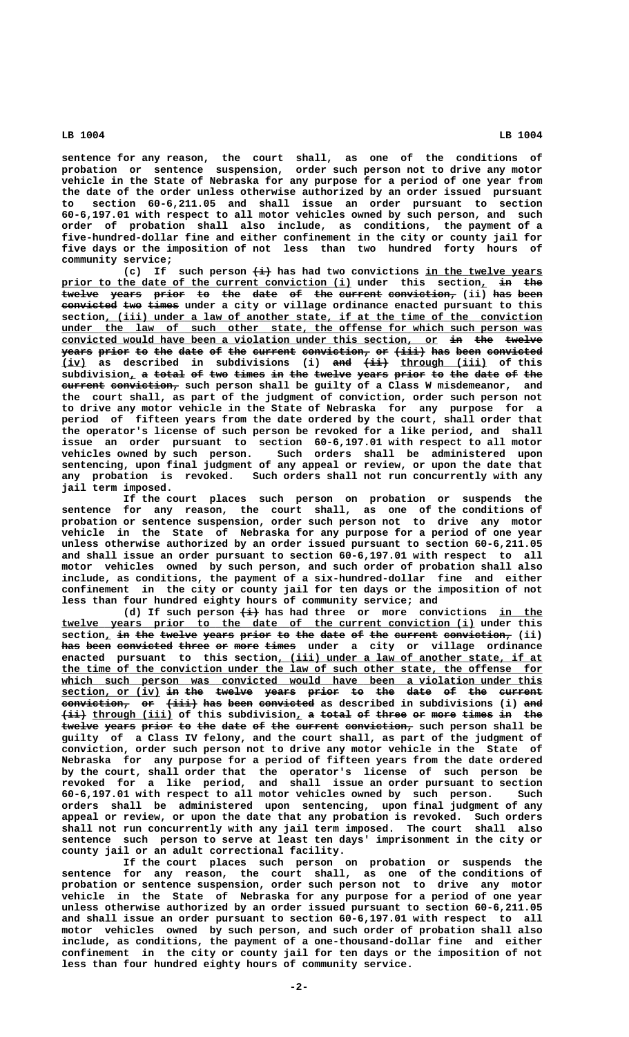sentence for any reason, the court shall, as one of the conditions of probation or sentence suspension, order such person not to drive any motor vehicle in the State of Nebraska for any purpose for a period of one year from the date of the order unless otherwise authorized by an order issued pursuant to section 60-6,211.05 and shall issue an order pursuant to section 60-6,197.01 with respect to all motor vehicles owned by such person, and such order of probation shall also include, as conditions, the payment of a five-hundred-dollar fine and either confinement in the city or county jail for five days or the imposition of not less than two hundred forty hours of community service;

(c) If such person ~~(i)~~ has had two convictions in the twelve years prior to the date of the current conviction (i) under this section, ~~in the twelve years prior to the date of the current conviction,~~ (ii) ~~has been convicted two times~~ under a city or village ordinance enacted pursuant to this section, (iii) under a law of another state, if at the time of the conviction under the law of such other state, the offense for which such person was convicted would have been a violation under this section, or ~~in the twelve years prior to the date of the current conviction, or (iii) has been convicted~~ (iv) as described in subdivisions (i) ~~and (ii)~~ through (iii) of this subdivision, ~~a total of two times in the twelve years prior to the date of the current conviction,~~ such person shall be guilty of a Class W misdemeanor, and the court shall, as part of the judgment of conviction, order such person not to drive any motor vehicle in the State of Nebraska for any purpose for a period of fifteen years from the date ordered by the court, shall order that the operator's license of such person be revoked for a like period, and shall issue an order pursuant to section 60-6,197.01 with respect to all motor vehicles owned by such person. Such orders shall be administered upon sentencing, upon final judgment of any appeal or review, or upon the date that any probation is revoked. Such orders shall not run concurrently with any jail term imposed.

If the court places such person on probation or suspends the sentence for any reason, the court shall, as one of the conditions of probation or sentence suspension, order such person not to drive any motor vehicle in the State of Nebraska for any purpose for a period of one year unless otherwise authorized by an order issued pursuant to section 60-6,211.05 and shall issue an order pursuant to section 60-6,197.01 with respect to all motor vehicles owned by such person, and such order of probation shall also include, as conditions, the payment of a six-hundred-dollar fine and either confinement in the city or county jail for ten days or the imposition of not less than four hundred eighty hours of community service; and

(d) If such person ~~(i)~~ has had three or more convictions in the twelve years prior to the date of the current conviction (i) under this section, ~~in the twelve years prior to the date of the current conviction,~~ (ii) ~~has been convicted three or more times~~ under a city or village ordinance enacted pursuant to this section, (iii) under a law of another state, if at the time of the conviction under the law of such other state, the offense for which such person was convicted would have been a violation under this section, or (iv) ~~in the twelve years prior to the date of the current conviction, or (iii) has been convicted~~ as described in subdivisions (i) ~~and (ii)~~ through (iii) of this subdivision, ~~a total of three or more times in the twelve years prior to the date of the current conviction,~~ such person shall be guilty of a Class IV felony, and the court shall, as part of the judgment of conviction, order such person not to drive any motor vehicle in the State of Nebraska for any purpose for a period of fifteen years from the date ordered by the court, shall order that the operator's license of such person be revoked for a like period, and shall issue an order pursuant to section 60-6,197.01 with respect to all motor vehicles owned by such person. Such orders shall be administered upon sentencing, upon final judgment of any appeal or review, or upon the date that any probation is revoked. Such orders shall not run concurrently with any jail term imposed. The court shall also sentence such person to serve at least ten days' imprisonment in the city or county jail or an adult correctional facility.

If the court places such person on probation or suspends the sentence for any reason, the court shall, as one of the conditions of probation or sentence suspension, order such person not to drive any motor vehicle in the State of Nebraska for any purpose for a period of one year unless otherwise authorized by an order issued pursuant to section 60-6,211.05 and shall issue an order pursuant to section 60-6,197.01 with respect to all motor vehicles owned by such person, and such order of probation shall also include, as conditions, the payment of a one-thousand-dollar fine and either confinement in the city or county jail for ten days or the imposition of not less than four hundred eighty hours of community service.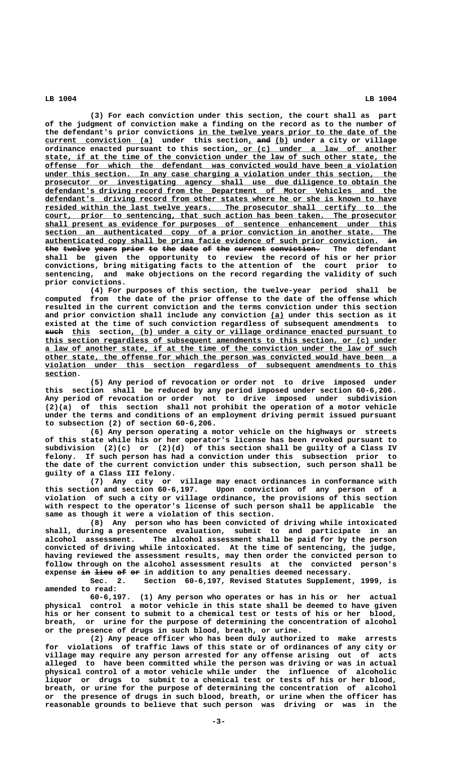(3) For each conviction under this section, the court shall as part of the judgment of conviction make a finding on the record as to the number of the defendant's prior convictions in the twelve years prior to the date of the current conviction (a) under this section, and (b) under a city or village ordinance enacted pursuant to this section, or (c) under a law of another state, if at the time of the conviction under the law of such other state, the offense for which the defendant was convicted would have been a violation under this section. In any case charging a violation under this section, the prosecutor or investigating agency shall use due diligence to obtain the defendant's driving record from the Department of Motor Vehicles and the defendant's driving record from other states where he or she is known to have resided within the last twelve years. The prosecutor shall certify to the court, prior to sentencing, that such action has been taken. The prosecutor shall present as evidence for purposes of sentence enhancement under this section an authenticated copy of a prior conviction in another state. The authenticated copy shall be prima facie evidence of such prior conviction. in the twelve years prior to the date of the current conviction. The defendant shall be given the opportunity to review the record of his or her prior convictions, bring mitigating facts to the attention of the court prior to sentencing, and make objections on the record regarding the validity of such prior convictions.

(4) For purposes of this section, the twelve-year period shall be computed from the date of the prior offense to the date of the offense which resulted in the current conviction and the terms conviction under this section and prior conviction shall include any conviction (a) under this section as it existed at the time of such conviction regardless of subsequent amendments to such this section, (b) under a city or village ordinance enacted pursuant to this section regardless of subsequent amendments to this section, or (c) under a law of another state, if at the time of the conviction under the law of such other state, the offense for which the person was convicted would have been a violation under this section regardless of subsequent amendments to this section.

(5) Any period of revocation or order not to drive imposed under this section shall be reduced by any period imposed under section 60-6,206. Any period of revocation or order not to drive imposed under subdivision (2)(a) of this section shall not prohibit the operation of a motor vehicle under the terms and conditions of an employment driving permit issued pursuant to subsection (2) of section 60-6,206.

(6) Any person operating a motor vehicle on the highways or streets of this state while his or her operator's license has been revoked pursuant to subdivision (2)(c) or (2)(d) of this section shall be guilty of a Class IV felony. If such person has had a conviction under this subsection prior to the date of the current conviction under this subsection, such person shall be guilty of a Class III felony.

(7) Any city or village may enact ordinances in conformance with this section and section 60-6,197. Upon conviction of any person of a violation of such a city or village ordinance, the provisions of this section with respect to the operator's license of such person shall be applicable the same as though it were a violation of this section.

(8) Any person who has been convicted of driving while intoxicated shall, during a presentence evaluation, submit to and participate in an alcohol assessment. The alcohol assessment shall be paid for by the person convicted of driving while intoxicated. At the time of sentencing, the judge, having reviewed the assessment results, may then order the convicted person to follow through on the alcohol assessment results at the convicted person's expense in lieu of or in addition to any penalties deemed necessary.

Sec. 2. Section 60-6,197, Revised Statutes Supplement, 1999, is amended to read:

60-6,197. (1) Any person who operates or has in his or her actual physical control a motor vehicle in this state shall be deemed to have given his or her consent to submit to a chemical test or tests of his or her blood, breath, or urine for the purpose of determining the concentration of alcohol or the presence of drugs in such blood, breath, or urine.

(2) Any peace officer who has been duly authorized to make arrests for violations of traffic laws of this state or of ordinances of any city or village may require any person arrested for any offense arising out of acts alleged to have been committed while the person was driving or was in actual physical control of a motor vehicle while under the influence of alcoholic liquor or drugs to submit to a chemical test or tests of his or her blood, breath, or urine for the purpose of determining the concentration of alcohol or the presence of drugs in such blood, breath, or urine when the officer has reasonable grounds to believe that such person was driving or was in the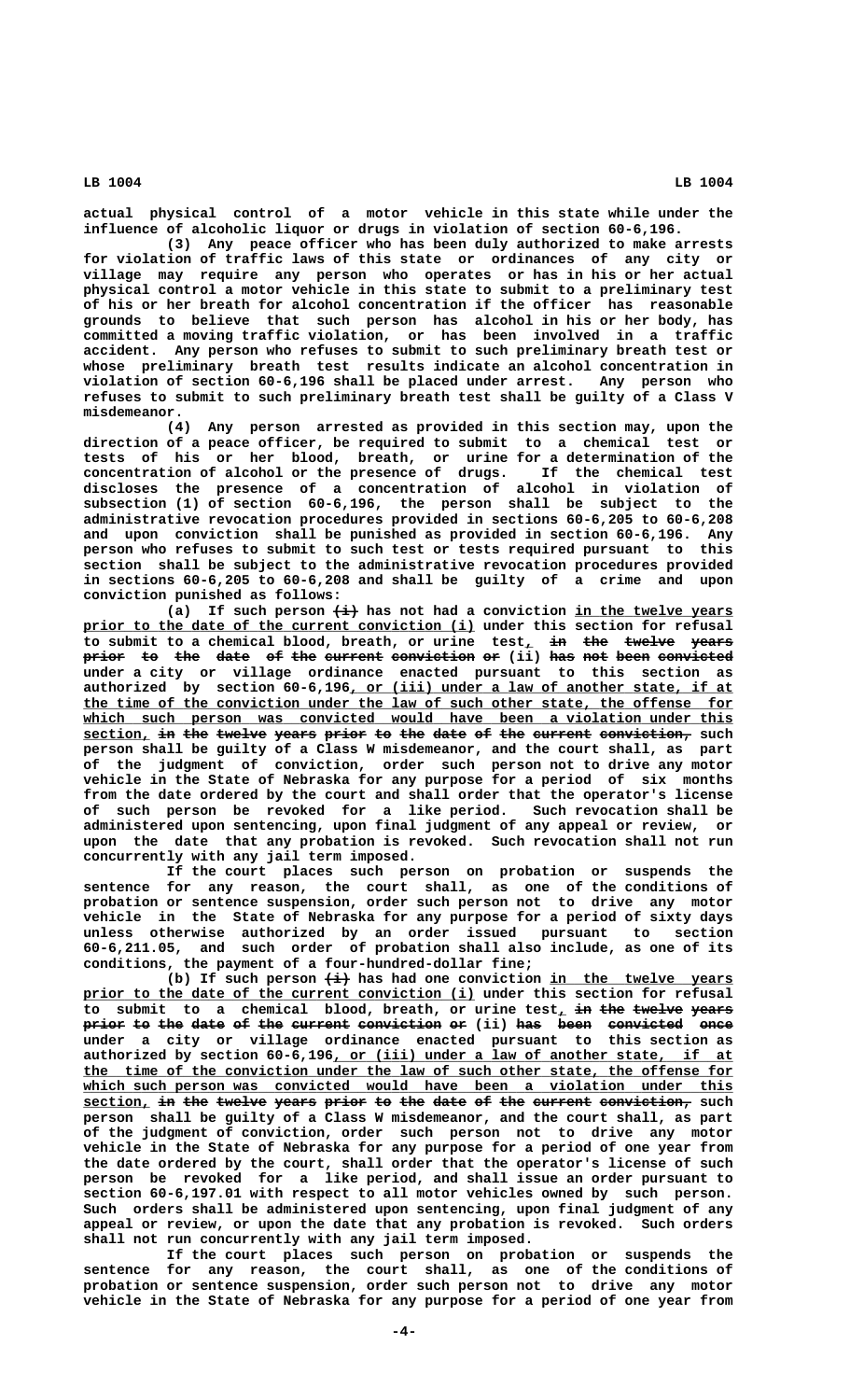actual physical control of a motor vehicle in this state while under the influence of alcoholic liquor or drugs in violation of section 60-6,196.

(3) Any peace officer who has been duly authorized to make arrests for violation of traffic laws of this state or ordinances of any city or village may require any person who operates or has in his or her actual physical control a motor vehicle in this state to submit to a preliminary test of his or her breath for alcohol concentration if the officer has reasonable grounds to believe that such person has alcohol in his or her body, has committed a moving traffic violation, or has been involved in a traffic accident. Any person who refuses to submit to such preliminary breath test or whose preliminary breath test results indicate an alcohol concentration in violation of section 60-6,196 shall be placed under arrest. Any person who refuses to submit to such preliminary breath test shall be guilty of a Class V misdemeanor.

(4) Any person arrested as provided in this section may, upon the direction of a peace officer, be required to submit to a chemical test or tests of his or her blood, breath, or urine for a determination of the concentration of alcohol or the presence of drugs. If the chemical test discloses the presence of a concentration of alcohol in violation of subsection (1) of section 60-6,196, the person shall be subject to the administrative revocation procedures provided in sections 60-6,205 to 60-6,208 and upon conviction shall be punished as provided in section 60-6,196. Any person who refuses to submit to such test or tests required pursuant to this section shall be subject to the administrative revocation procedures provided in sections 60-6,205 to 60-6,208 and shall be guilty of a crime and upon conviction punished as follows:

(a) If such person ~~(i)~~ has not had a conviction <u>in the twelve years prior to the date of the current conviction (i)</u> under this section for refusal to submit to a chemical blood, breath, or urine test<u>,</u> ~~in the twelve years prior to the date of the current conviction or~~ (ii) ~~has not been convicted~~ under a city or village ordinance enacted pursuant to this section as authorized by section 60-6,196<u>, or (iii) under a law of another state, if at the time of the conviction under the law of such other state, the offense for which such person was convicted would have been a violation under this section,</u> ~~in the twelve years prior to the date of the current conviction,~~ such person shall be guilty of a Class W misdemeanor, and the court shall, as part of the judgment of conviction, order such person not to drive any motor vehicle in the State of Nebraska for any purpose for a period of six months from the date ordered by the court and shall order that the operator's license of such person be revoked for a like period. Such revocation shall be administered upon sentencing, upon final judgment of any appeal or review, or upon the date that any probation is revoked. Such revocation shall not run concurrently with any jail term imposed.

If the court places such person on probation or suspends the sentence for any reason, the court shall, as one of the conditions of probation or sentence suspension, order such person not to drive any motor vehicle in the State of Nebraska for any purpose for a period of sixty days unless otherwise authorized by an order issued pursuant to section 60-6,211.05, and such order of probation shall also include, as one of its conditions, the payment of a four-hundred-dollar fine;

(b) If such person ~~(i)~~ has had one conviction <u>in the twelve years prior to the date of the current conviction (i)</u> under this section for refusal to submit to a chemical blood, breath, or urine test<u>,</u> ~~in the twelve years prior to the date of the current conviction or~~ (ii) ~~has been convicted once~~ under a city or village ordinance enacted pursuant to this section as authorized by section 60-6,196<u>, or (iii) under a law of another state, if at the time of the conviction under the law of such other state, the offense for which such person was convicted would have been a violation under this section,</u> ~~in the twelve years prior to the date of the current conviction,~~ such person shall be guilty of a Class W misdemeanor, and the court shall, as part of the judgment of conviction, order such person not to drive any motor vehicle in the State of Nebraska for any purpose for a period of one year from the date ordered by the court, shall order that the operator's license of such person be revoked for a like period, and shall issue an order pursuant to section 60-6,197.01 with respect to all motor vehicles owned by such person. Such orders shall be administered upon sentencing, upon final judgment of any appeal or review, or upon the date that any probation is revoked. Such orders shall not run concurrently with any jail term imposed.

If the court places such person on probation or suspends the sentence for any reason, the court shall, as one of the conditions of probation or sentence suspension, order such person not to drive any motor vehicle in the State of Nebraska for any purpose for a period of one year from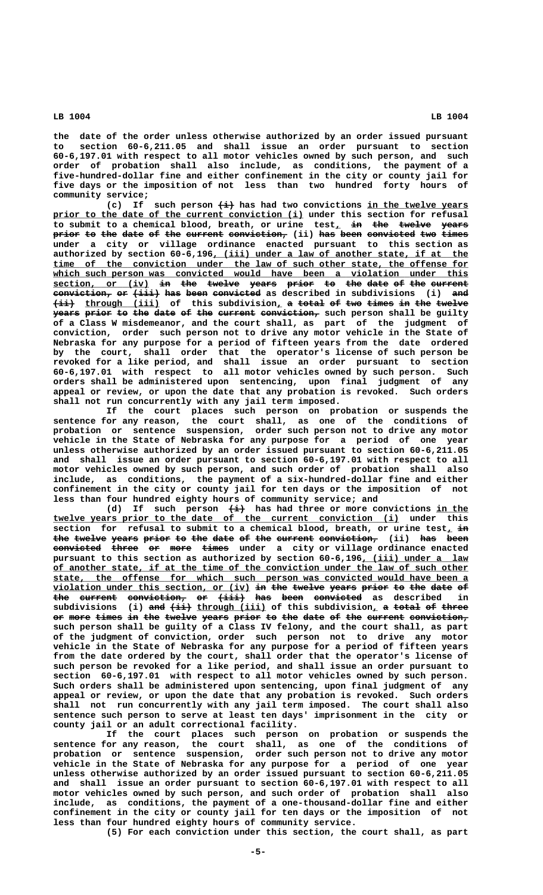the date of the order unless otherwise authorized by an order issued pursuant to section 60-6,211.05 and shall issue an order pursuant to section 60-6,197.01 with respect to all motor vehicles owned by such person, and such order of probation shall also include, as conditions, the payment of a five-hundred-dollar fine and either confinement in the city or county jail for five days or the imposition of not less than two hundred forty hours of community service;

(c) If such person ~~(i)~~ has had two convictions in the twelve years prior to the date of the current conviction (i) under this section for refusal to submit to a chemical blood, breath, or urine test, ~~in the twelve years prior to the date of the current conviction,~~ (ii) ~~has been convicted two times~~ under a city or village ordinance enacted pursuant to this section as authorized by section 60-6,196, (iii) under a law of another state, if at the time of the conviction under the law of such other state, the offense for which such person was convicted would have been a violation under this section, or (iv) ~~in the twelve years prior to the date of the current conviction, or (iii) has been convicted~~ as described in subdivisions (i) ~~and (ii)~~ through (iii) of this subdivision, ~~a total of two times in the twelve years prior to the date of the current conviction,~~ such person shall be guilty of a Class W misdemeanor, and the court shall, as part of the judgment of conviction, order such person not to drive any motor vehicle in the State of Nebraska for any purpose for a period of fifteen years from the date ordered by the court, shall order that the operator's license of such person be revoked for a like period, and shall issue an order pursuant to section 60-6,197.01 with respect to all motor vehicles owned by such person. Such orders shall be administered upon sentencing, upon final judgment of any appeal or review, or upon the date that any probation is revoked. Such orders shall not run concurrently with any jail term imposed.

If the court places such person on probation or suspends the sentence for any reason, the court shall, as one of the conditions of probation or sentence suspension, order such person not to drive any motor vehicle in the State of Nebraska for any purpose for a period of one year unless otherwise authorized by an order issued pursuant to section 60-6,211.05 and shall issue an order pursuant to section 60-6,197.01 with respect to all motor vehicles owned by such person, and such order of probation shall also include, as conditions, the payment of a six-hundred-dollar fine and either confinement in the city or county jail for ten days or the imposition of not less than four hundred eighty hours of community service; and

(d) If such person ~~(i)~~ has had three or more convictions in the twelve years prior to the date of the current conviction (i) under this section for refusal to submit to a chemical blood, breath, or urine test, ~~in the twelve years prior to the date of the current conviction,~~ (ii) ~~has been convicted three or more times~~ under a city or village ordinance enacted pursuant to this section as authorized by section 60-6,196, (iii) under a law of another state, if at the time of the conviction under the law of such other state, the offense for which such person was convicted would have been a violation under this section, or (iv) ~~in the twelve years prior to the date of the current conviction, or (iii) has been convicted~~ as described in subdivisions (i) ~~and (ii)~~ through (iii) of this subdivision, ~~a total of three or more times in the twelve years prior to the date of the current conviction,~~ such person shall be guilty of a Class IV felony, and the court shall, as part of the judgment of conviction, order such person not to drive any motor vehicle in the State of Nebraska for any purpose for a period of fifteen years from the date ordered by the court, shall order that the operator's license of such person be revoked for a like period, and shall issue an order pursuant to section 60-6,197.01 with respect to all motor vehicles owned by such person. Such orders shall be administered upon sentencing, upon final judgment of any appeal or review, or upon the date that any probation is revoked. Such orders shall not run concurrently with any jail term imposed. The court shall also sentence such person to serve at least ten days' imprisonment in the city or county jail or an adult correctional facility.

If the court places such person on probation or suspends the sentence for any reason, the court shall, as one of the conditions of probation or sentence suspension, order such person not to drive any motor vehicle in the State of Nebraska for any purpose for a period of one year unless otherwise authorized by an order issued pursuant to section 60-6,211.05 and shall issue an order pursuant to section 60-6,197.01 with respect to all motor vehicles owned by such person, and such order of probation shall also include, as conditions, the payment of a one-thousand-dollar fine and either confinement in the city or county jail for ten days or the imposition of not less than four hundred eighty hours of community service.

(5) For each conviction under this section, the court shall, as part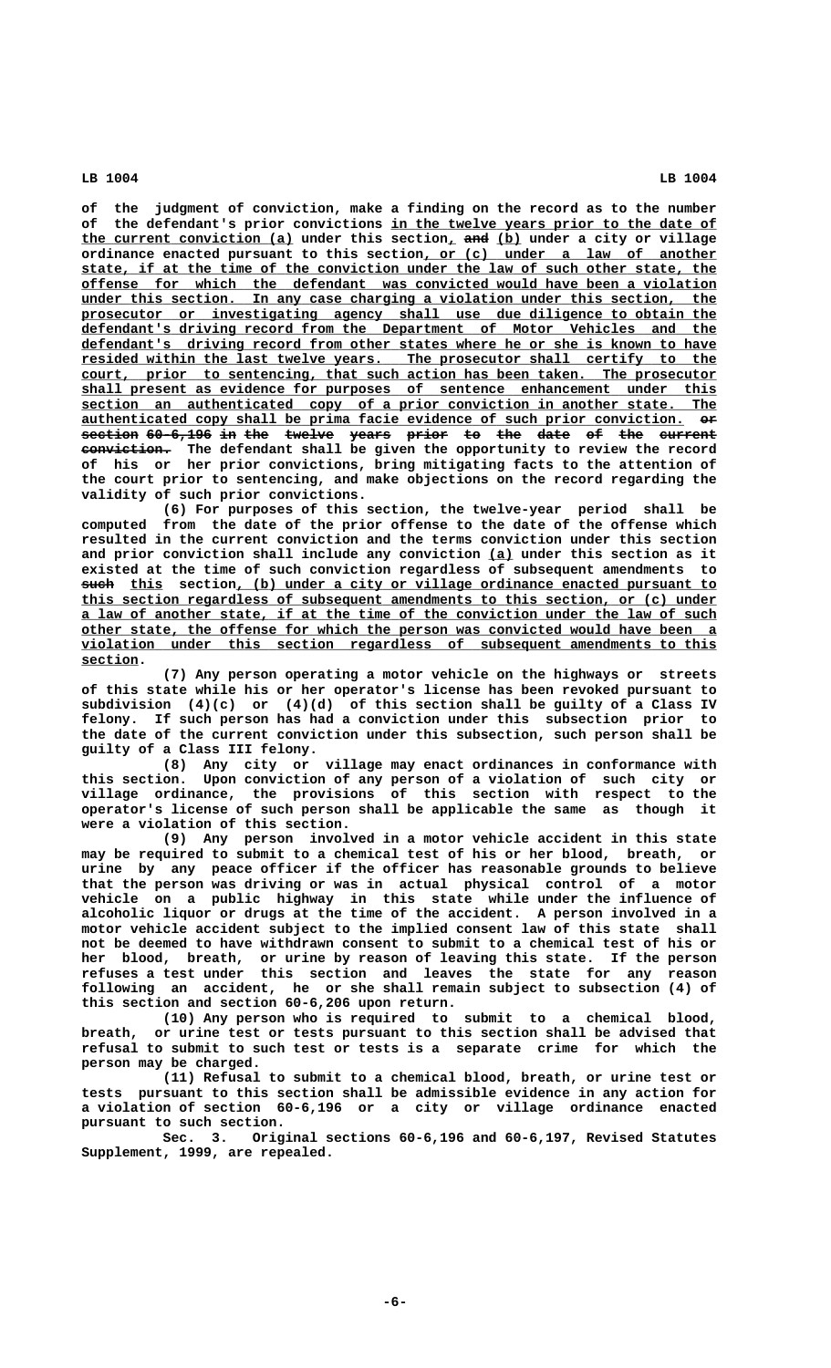of the judgment of conviction, make a finding on the record as to the number of the defendant's prior convictions in the twelve years prior to the date of the current conviction (a) under this section, ~~and~~ (b) under a city or village ordinance enacted pursuant to this section, or (c) under a law of another state, if at the time of the conviction under the law of such other state, the offense for which the defendant was convicted would have been a violation under this section. In any case charging a violation under this section, the prosecutor or investigating agency shall use due diligence to obtain the defendant's driving record from the Department of Motor Vehicles and the defendant's driving record from other states where he or she is known to have resided within the last twelve years. The prosecutor shall certify to the court, prior to sentencing, that such action has been taken. The prosecutor shall present as evidence for purposes of sentence enhancement under this section an authenticated copy of a prior conviction in another state. The authenticated copy shall be prima facie evidence of such prior conviction. ~~or section 60-6,196 in the twelve years prior to the date of the current conviction.~~ The defendant shall be given the opportunity to review the record of his or her prior convictions, bring mitigating facts to the attention of the court prior to sentencing, and make objections on the record regarding the validity of such prior convictions.

(6) For purposes of this section, the twelve-year period shall be computed from the date of the prior offense to the date of the offense which resulted in the current conviction and the terms conviction under this section and prior conviction shall include any conviction (a) under this section as it existed at the time of such conviction regardless of subsequent amendments to ~~such~~ this section, (b) under a city or village ordinance enacted pursuant to this section regardless of subsequent amendments to this section, or (c) under a law of another state, if at the time of the conviction under the law of such other state, the offense for which the person was convicted would have been a violation under this section regardless of subsequent amendments to this section.

(7) Any person operating a motor vehicle on the highways or streets of this state while his or her operator's license has been revoked pursuant to subdivision (4)(c) or (4)(d) of this section shall be guilty of a Class IV felony. If such person has had a conviction under this subsection prior to the date of the current conviction under this subsection, such person shall be guilty of a Class III felony.

(8) Any city or village may enact ordinances in conformance with this section. Upon conviction of any person of a violation of such city or village ordinance, the provisions of this section with respect to the operator's license of such person shall be applicable the same as though it were a violation of this section.

(9) Any person involved in a motor vehicle accident in this state may be required to submit to a chemical test of his or her blood, breath, or urine by any peace officer if the officer has reasonable grounds to believe that the person was driving or was in actual physical control of a motor vehicle on a public highway in this state while under the influence of alcoholic liquor or drugs at the time of the accident. A person involved in a motor vehicle accident subject to the implied consent law of this state shall not be deemed to have withdrawn consent to submit to a chemical test of his or her blood, breath, or urine by reason of leaving this state. If the person refuses a test under this section and leaves the state for any reason following an accident, he or she shall remain subject to subsection (4) of this section and section 60-6,206 upon return.

(10) Any person who is required to submit to a chemical blood, breath, or urine test or tests pursuant to this section shall be advised that refusal to submit to such test or tests is a separate crime for which the person may be charged.

(11) Refusal to submit to a chemical blood, breath, or urine test or tests pursuant to this section shall be admissible evidence in any action for a violation of section 60-6,196 or a city or village ordinance enacted pursuant to such section.

Sec. 3. Original sections 60-6,196 and 60-6,197, Revised Statutes Supplement, 1999, are repealed.